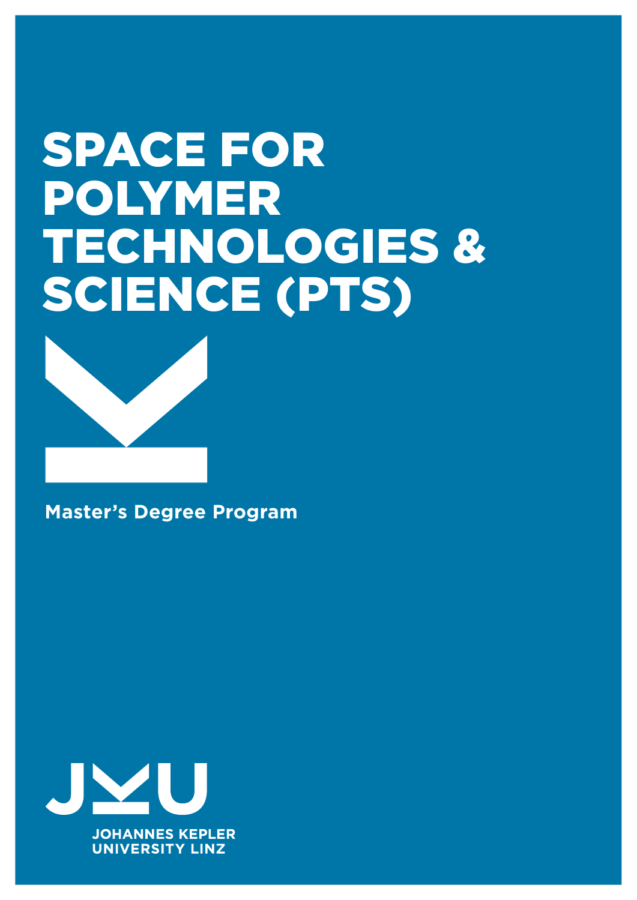# SPACE FOR POLYMER TECHNOLOGIES & SCIENCE (PTS)

**Master's Degree Program**

JOHANNES KEPLER UNIVERSITY LINZ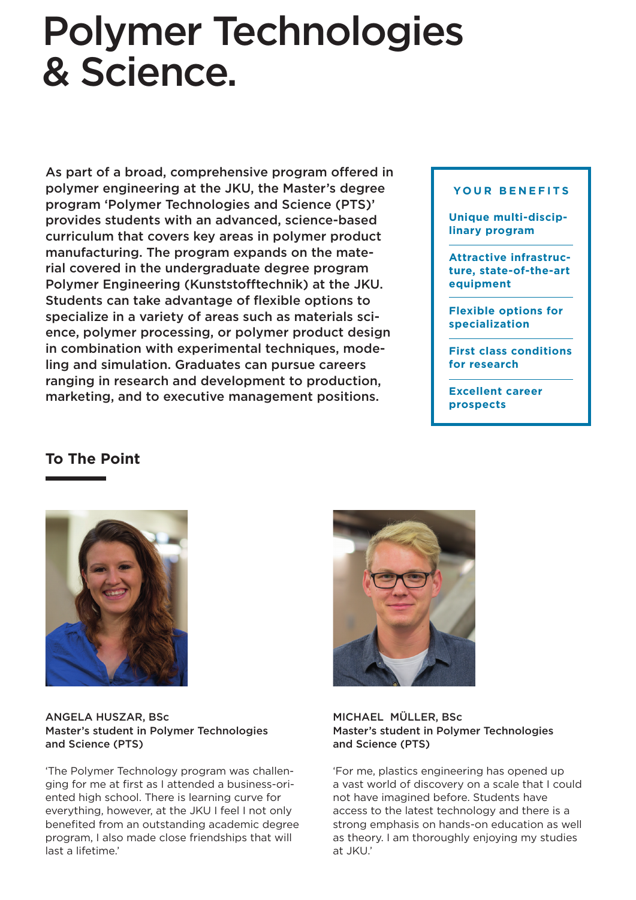# Polymer Technologies & Science.

As part of a broad, comprehensive program offered in polymer engineering at the JKU, the Master's degree program 'Polymer Technologies and Science (PTS)' provides students with an advanced, science-based curriculum that covers key areas in polymer product manufacturing. The program expands on the material covered in the undergraduate degree program Polymer Engineering (Kunststofftechnik) at the JKU. Students can take advantage of flexible options to specialize in a variety of areas such as materials science, polymer processing, or polymer product design in combination with experimental techniques, modeling and simulation. Graduates can pursue careers ranging in research and development to production, marketing, and to executive management positions.

**YOUR BENEFITS**

- **Unique multi-disciplinary program**
- **Attractive infrastructure, state-of-the-art equipment**
- **Flexible options for specialization**
- **First class conditions for research**
- **Excellent career prospects**

## To The Point

ANGELA HUSZAR, BSc
**Master's student in Polymer Technologies and Science (PTS)**

'The Polymer Technology program was challenging for me at first as I attended a business-oriented high school. There is learning curve for everything, however, at the JKU I feel I not only benefited from an outstanding academic degree program, I also made close friendships that will last a lifetime.'

MICHAEL MÜLLER, BSc
**Master's student in Polymer Technologies and Science (PTS)**

'For me, plastics engineering has opened up a vast world of discovery on a scale that I could not have imagined before. Students have access to the latest technology and there is a strong emphasis on hands-on education as well as theory. I am thoroughly enjoying my studies at JKU.'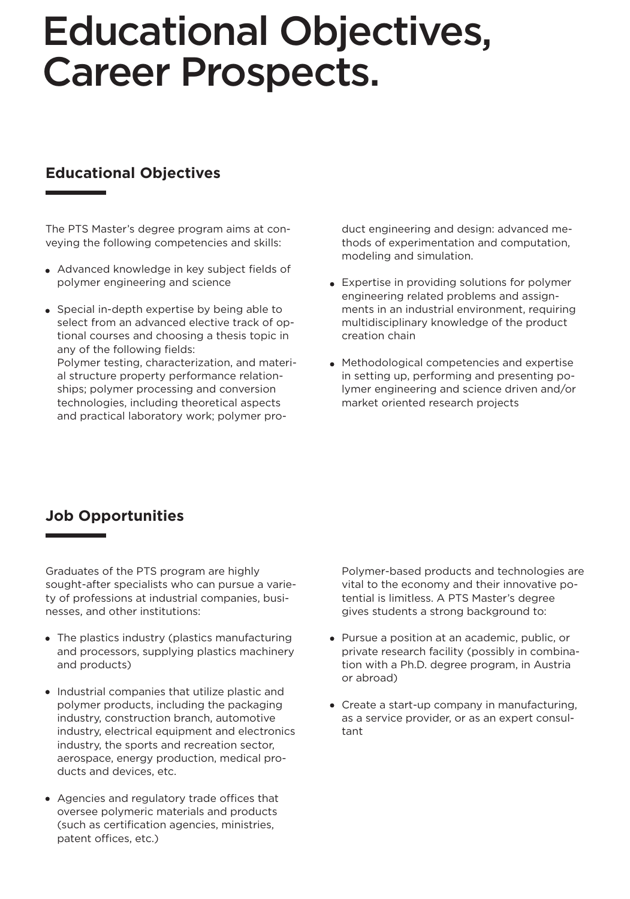# Educational Objectives, Career Prospects.

## Educational Objectives

The PTS Master's degree program aims at conveying the following competencies and skills:

- Advanced knowledge in key subject fields of polymer engineering and science
- Special in-depth expertise by being able to select from an advanced elective track of optional courses and choosing a thesis topic in any of the following fields:
  Polymer testing, characterization, and material structure property performance relationships; polymer processing and conversion technologies, including theoretical aspects and practical laboratory work; polymer product engineering and design: advanced methods of experimentation and computation, modeling and simulation.
- Expertise in providing solutions for polymer engineering related problems and assignments in an industrial environment, requiring multidisciplinary knowledge of the product creation chain
- Methodological competencies and expertise in setting up, performing and presenting polymer engineering and science driven and/or market oriented research projects

## Job Opportunities

Graduates of the PTS program are highly sought-after specialists who can pursue a variety of professions at industrial companies, businesses, and other institutions:

- The plastics industry (plastics manufacturing and processors, supplying plastics machinery and products)
- Industrial companies that utilize plastic and polymer products, including the packaging industry, construction branch, automotive industry, electrical equipment and electronics industry, the sports and recreation sector, aerospace, energy production, medical products and devices, etc.
- Agencies and regulatory trade offices that oversee polymeric materials and products (such as certification agencies, ministries, patent offices, etc.)

Polymer-based products and technologies are vital to the economy and their innovative potential is limitless. A PTS Master's degree gives students a strong background to:

- Pursue a position at an academic, public, or private research facility (possibly in combination with a Ph.D. degree program, in Austria or abroad)
- Create a start-up company in manufacturing, as a service provider, or as an expert consultant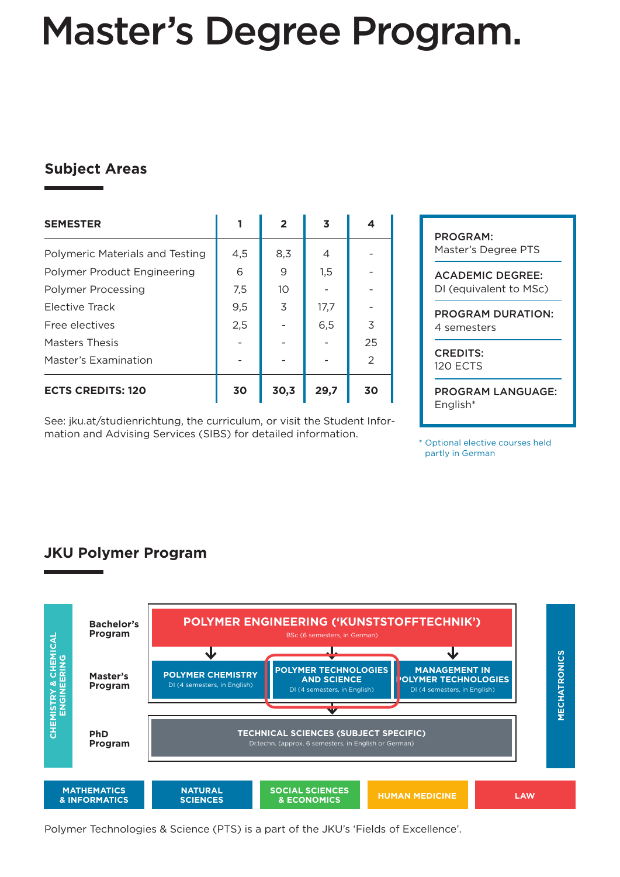# Master's Degree Program.

## Subject Areas

| SEMESTER | 1 | 2 | 3 | 4 |
|---|---|---|---|---|
| Polymeric Materials and Testing | 4,5 | 8,3 | 4 | - |
| Polymer Product Engineering | 6 | 9 | 1,5 | - |
| Polymer Processing | 7,5 | 10 | - | - |
| Elective Track | 9,5 | 3 | 17,7 | - |
| Free electives | 2,5 | - | 6,5 | 3 |
| Masters Thesis | - | - | - | 25 |
| Master's Examination | - | - | - | 2 |
| **ECTS CREDITS: 120** | **30** | **30,3** | **29,7** | **30** |

See: jku.at/studienrichtung, the curriculum, or visit the Student Information and Advising Services (SIBS) for detailed information.

**PROGRAM:**
Master's Degree PTS

**ACADEMIC DEGREE:**
DI (equivalent to MSc)

**PROGRAM DURATION:**
4 semesters

**CREDITS:**
120 ECTS

**PROGRAM LANGUAGE:**
English*

* Optional elective courses held partly in German

## JKU Polymer Program

CHEMISTRY & CHEMICAL ENGINEERING

**Bachelor's Program**

POLYMER ENGINEERING ('KUNSTSTOFFTECHNIK')
BSc (6 semesters, in German)

**Master's Program**

POLYMER CHEMISTRY
DI (4 semesters, in English)

POLYMER TECHNOLOGIES AND SCIENCE
DI (4 semesters, in English)

MANAGEMENT IN POLYMER TECHNOLOGIES
DI (4 semesters, in English)

**PhD Program**

TECHNICAL SCIENCES (SUBJECT SPECIFIC)
Dr.techn. (approx. 6 semesters, in English or German)

MECHATRONICS

MATHEMATICS & INFORMATICS | NATURAL SCIENCES | SOCIAL SCIENCES & ECONOMICS | HUMAN MEDICINE | LAW

Polymer Technologies & Science (PTS) is a part of the JKU's 'Fields of Excellence'.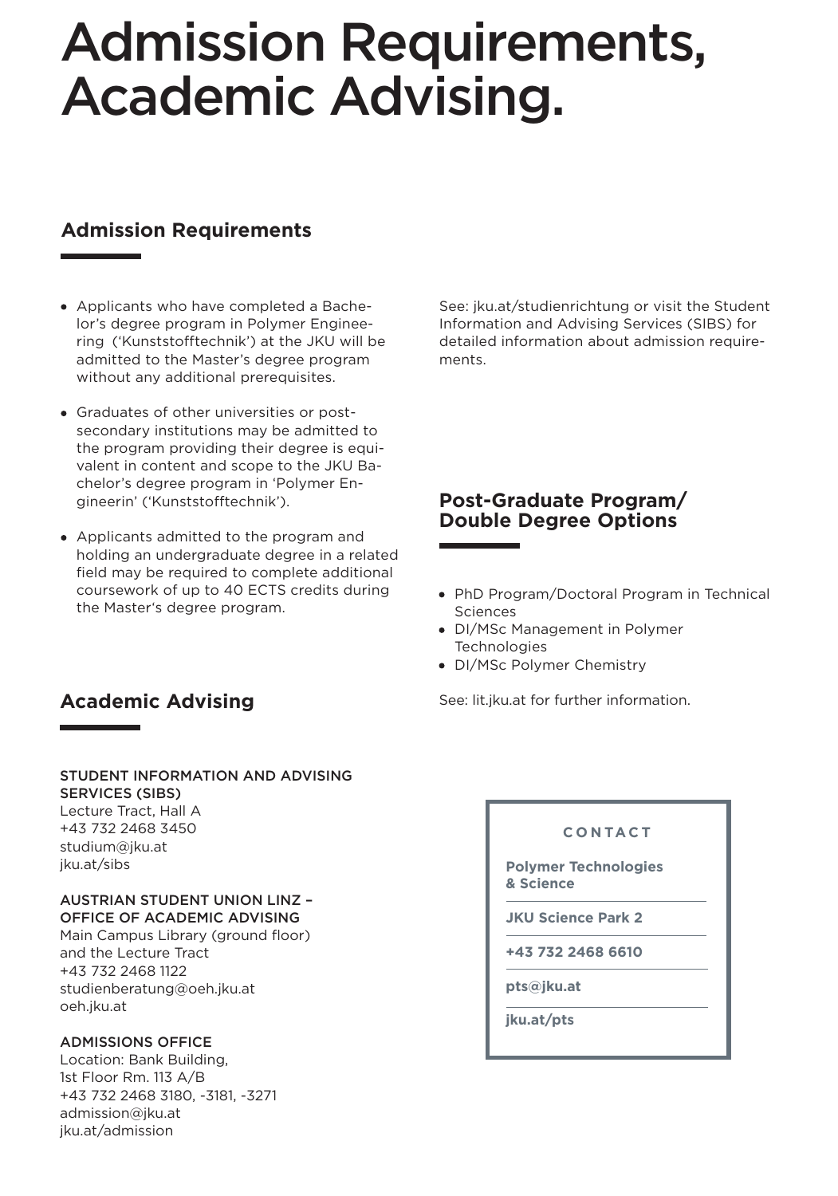# Admission Requirements, Academic Advising.

## Admission Requirements

- Applicants who have completed a Bachelor's degree program in Polymer Engineering ('Kunststofftechnik') at the JKU will be admitted to the Master's degree program without any additional prerequisites.
- Graduates of other universities or post-secondary institutions may be admitted to the program providing their degree is equivalent in content and scope to the JKU Bachelor's degree program in 'Polymer Engineerin' ('Kunststofftechnik').
- Applicants admitted to the program and holding an undergraduate degree in a related field may be required to complete additional coursework of up to 40 ECTS credits during the Master's degree program.

See: jku.at/studienrichtung or visit the Student Information and Advising Services (SIBS) for detailed information about admission requirements.

## Post-Graduate Program/ Double Degree Options

- PhD Program/Doctoral Program in Technical Sciences
- DI/MSc Management in Polymer Technologies
- DI/MSc Polymer Chemistry

See: lit.jku.at for further information.

## Academic Advising

STUDENT INFORMATION AND ADVISING SERVICES (SIBS)
Lecture Tract, Hall A
+43 732 2468 3450
studium@jku.at
jku.at/sibs

AUSTRIAN STUDENT UNION LINZ – OFFICE OF ACADEMIC ADVISING
Main Campus Library (ground floor) and the Lecture Tract
+43 732 2468 1122
studienberatung@oeh.jku.at
oeh.jku.at

ADMISSIONS OFFICE
Location: Bank Building,
1st Floor Rm. 113 A/B
+43 732 2468 3180, -3181, -3271
admission@jku.at
jku.at/admission

**CONTACT**

**Polymer Technologies & Science**

**JKU Science Park 2**

**+43 732 2468 6610**

**pts@jku.at**

**jku.at/pts**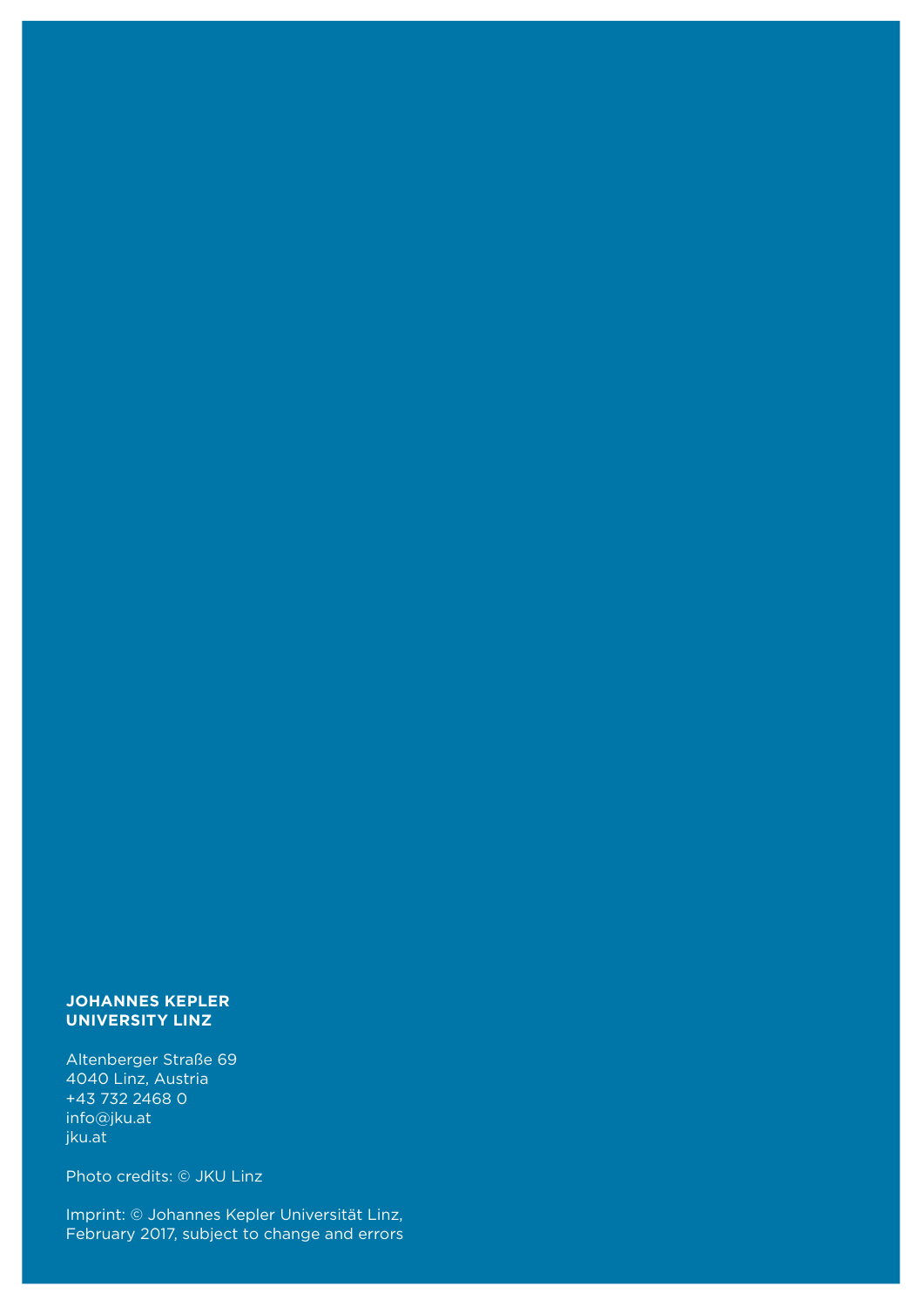**JOHANNES KEPLER**
**UNIVERSITY LINZ**

Altenberger Straße 69
4040 Linz, Austria
+43 732 2468 0
info@jku.at
jku.at

Photo credits: © JKU Linz

Imprint: © Johannes Kepler Universität Linz,
February 2017, subject to change and errors